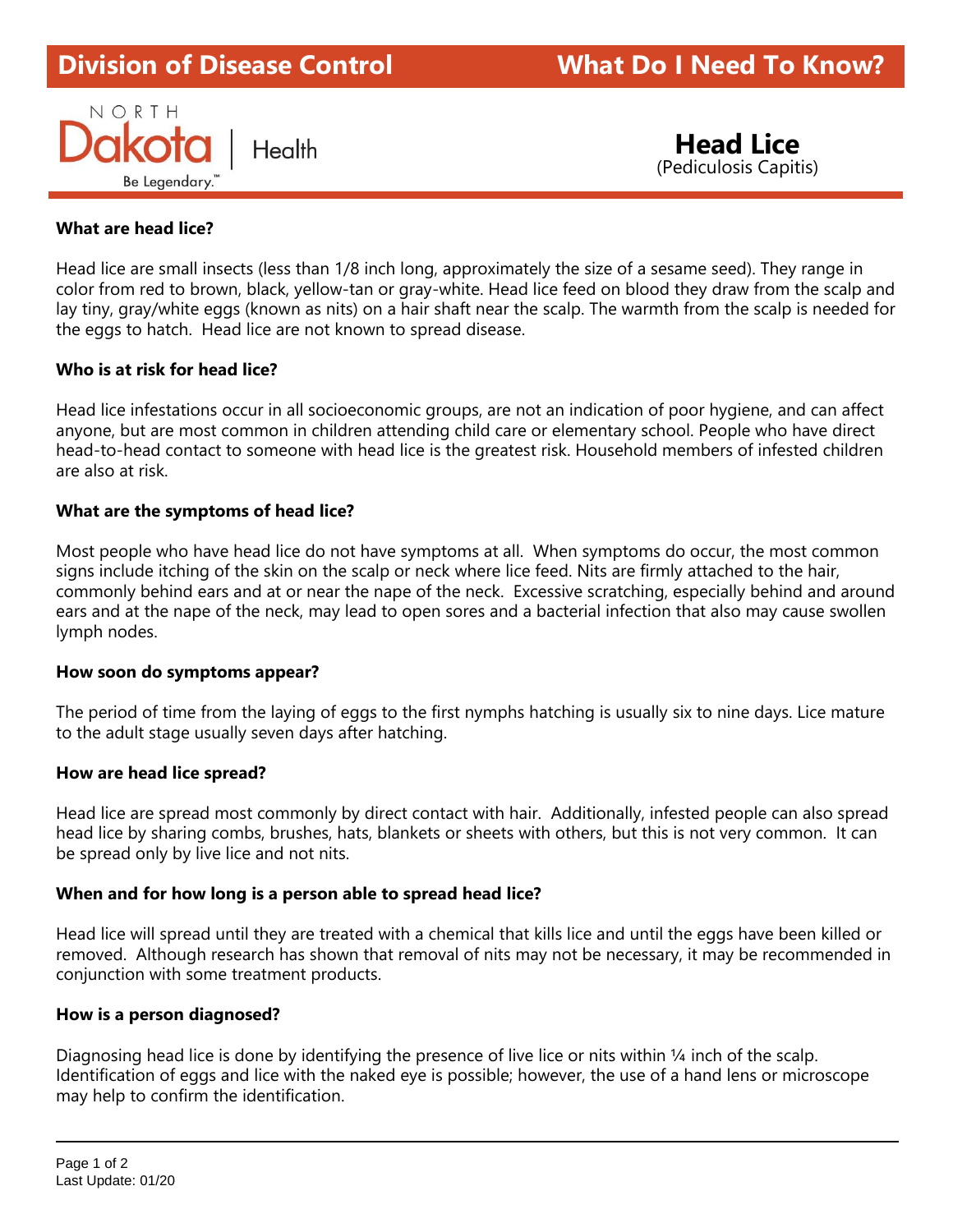**Division of Disease Control** **What Do I Need To Know?**

NORTH Dakota | Health
Be Legendary.™

# Head Lice
(Pediculosis Capitis)

**What are head lice?**

Head lice are small insects (less than 1/8 inch long, approximately the size of a sesame seed). They range in color from red to brown, black, yellow-tan or gray-white. Head lice feed on blood they draw from the scalp and lay tiny, gray/white eggs (known as nits) on a hair shaft near the scalp. The warmth from the scalp is needed for the eggs to hatch. Head lice are not known to spread disease.

**Who is at risk for head lice?**

Head lice infestations occur in all socioeconomic groups, are not an indication of poor hygiene, and can affect anyone, but are most common in children attending child care or elementary school. People who have direct head-to-head contact to someone with head lice is the greatest risk. Household members of infested children are also at risk.

**What are the symptoms of head lice?**

Most people who have head lice do not have symptoms at all. When symptoms do occur, the most common signs include itching of the skin on the scalp or neck where lice feed. Nits are firmly attached to the hair, commonly behind ears and at or near the nape of the neck. Excessive scratching, especially behind and around ears and at the nape of the neck, may lead to open sores and a bacterial infection that also may cause swollen lymph nodes.

**How soon do symptoms appear?**

The period of time from the laying of eggs to the first nymphs hatching is usually six to nine days. Lice mature to the adult stage usually seven days after hatching.

**How are head lice spread?**

Head lice are spread most commonly by direct contact with hair. Additionally, infested people can also spread head lice by sharing combs, brushes, hats, blankets or sheets with others, but this is not very common. It can be spread only by live lice and not nits.

**When and for how long is a person able to spread head lice?**

Head lice will spread until they are treated with a chemical that kills lice and until the eggs have been killed or removed. Although research has shown that removal of nits may not be necessary, it may be recommended in conjunction with some treatment products.

**How is a person diagnosed?**

Diagnosing head lice is done by identifying the presence of live lice or nits within ¼ inch of the scalp. Identification of eggs and lice with the naked eye is possible; however, the use of a hand lens or microscope may help to confirm the identification.

Last Update: 01/20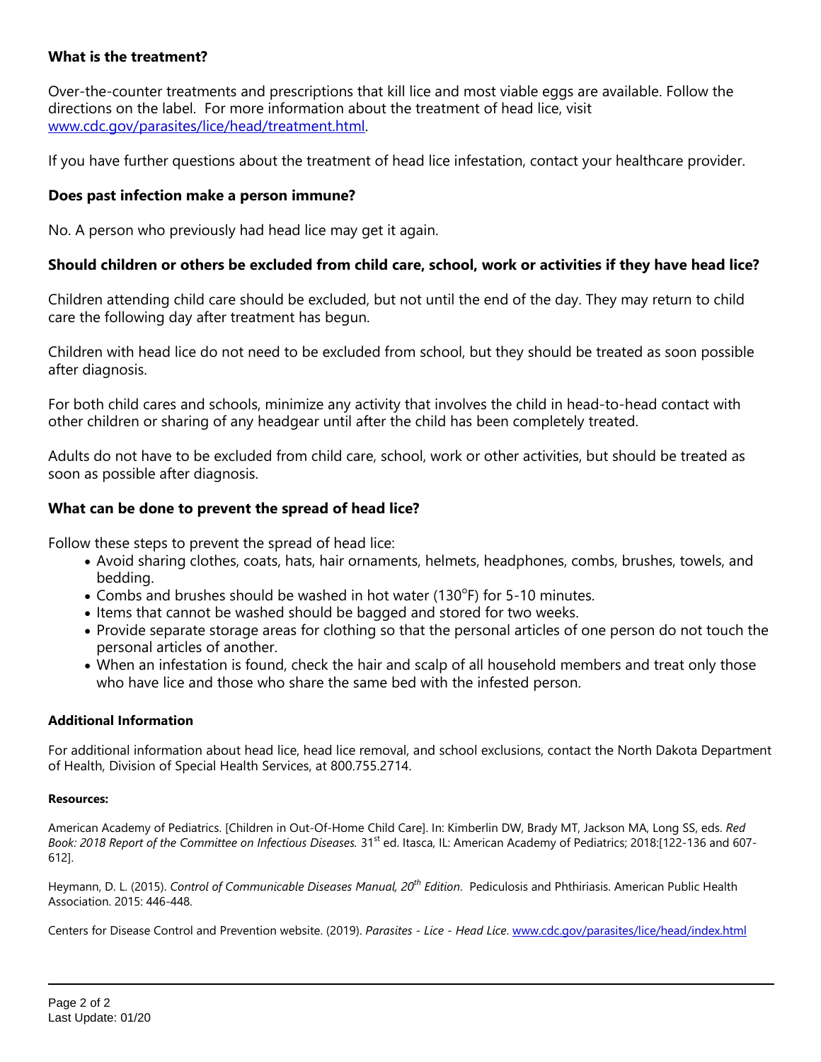### What is the treatment?

Over-the-counter treatments and prescriptions that kill lice and most viable eggs are available. Follow the directions on the label. For more information about the treatment of head lice, visit [www.cdc.gov/parasites/lice/head/treatment.html](http://www.cdc.gov/parasites/lice/head/treatment.html).

If you have further questions about the treatment of head lice infestation, contact your healthcare provider.

### Does past infection make a person immune?

No. A person who previously had head lice may get it again.

### Should children or others be excluded from child care, school, work or activities if they have head lice?

Children attending child care should be excluded, but not until the end of the day. They may return to child care the following day after treatment has begun.

Children with head lice do not need to be excluded from school, but they should be treated as soon possible after diagnosis.

For both child cares and schools, minimize any activity that involves the child in head-to-head contact with other children or sharing of any headgear until after the child has been completely treated.

Adults do not have to be excluded from child care, school, work or other activities, but should be treated as soon as possible after diagnosis.

### What can be done to prevent the spread of head lice?

Follow these steps to prevent the spread of head lice:

- Avoid sharing clothes, coats, hats, hair ornaments, helmets, headphones, combs, brushes, towels, and bedding.
- Combs and brushes should be washed in hot water (130°F) for 5-10 minutes.
- Items that cannot be washed should be bagged and stored for two weeks.
- Provide separate storage areas for clothing so that the personal articles of one person do not touch the personal articles of another.
- When an infestation is found, check the hair and scalp of all household members and treat only those who have lice and those who share the same bed with the infested person.

#### Additional Information

For additional information about head lice, head lice removal, and school exclusions, contact the North Dakota Department of Health, Division of Special Health Services, at 800.755.2714.

##### Resources:

American Academy of Pediatrics. [Children in Out-Of-Home Child Care]. In: Kimberlin DW, Brady MT, Jackson MA, Long SS, eds. *Red Book: 2018 Report of the Committee on Infectious Diseases.* 31st ed. Itasca, IL: American Academy of Pediatrics; 2018:[122-136 and 607-612].

Heymann, D. L. (2015). *Control of Communicable Diseases Manual, 20th Edition*. Pediculosis and Phthiriasis. American Public Health Association. 2015: 446-448.

Centers for Disease Control and Prevention website. (2019). *Parasites - Lice - Head Lice*. [www.cdc.gov/parasites/lice/head/index.html](http://www.cdc.gov/parasites/lice/head/index.html)

Last Update: 01/20